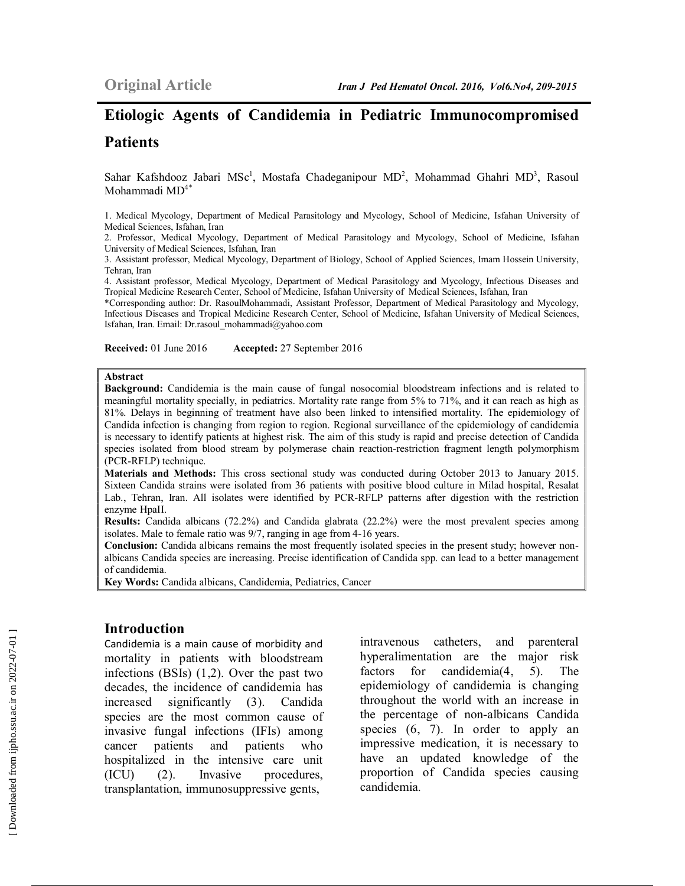Original Article

# Etiologic Agents of Candidemia in Pediatric Immunocompromised Patients

Sahar Kafshdooz Jabari MSc[1], Mostafa Chadeganipour MD[2], Mohammad Ghahri MD[3], Rasoul Mohammadi MD[4*]

1. Medical Mycology, Department of Medical Parasitology and Mycology, School of Medicine, Isfahan University of Medical Sciences, Isfahan, Iran
2. Professor, Medical Mycology, Department of Medical Parasitology and Mycology, School of Medicine, Isfahan University of Medical Sciences, Isfahan, Iran
3. Assistant professor, Medical Mycology, Department of Biology, School of Applied Sciences, Imam Hossein University, Tehran, Iran
4. Assistant professor, Medical Mycology, Department of Medical Parasitology and Mycology, Infectious Diseases and Tropical Medicine Research Center, School of Medicine, Isfahan University of Medical Sciences, Isfahan, Iran

*Corresponding author: Dr. RasoulMohammadi, Assistant Professor, Department of Medical Parasitology and Mycology, Infectious Diseases and Tropical Medicine Research Center, School of Medicine, Isfahan University of Medical Sciences, Isfahan, Iran. Email: Dr.rasoul_mohammadi@yahoo.com

**Received:** 01 June 2016 **Accepted:** 27 September 2016

## Abstract

**Background:** Candidemia is the main cause of fungal nosocomial bloodstream infections and is related to meaningful mortality specially, in pediatrics. Mortality rate range from 5% to 71%, and it can reach as high as 81%. Delays in beginning of treatment have also been linked to intensified mortality. The epidemiology of Candida infection is changing from region to region. Regional surveillance of the epidemiology of candidemia is necessary to identify patients at highest risk. The aim of this study is rapid and precise detection of Candida species isolated from blood stream by polymerase chain reaction-restriction fragment length polymorphism (PCR-RFLP) technique.

**Materials and Methods:** This cross sectional study was conducted during October 2013 to January 2015. Sixteen Candida strains were isolated from 36 patients with positive blood culture in Milad hospital, Resalat Lab., Tehran, Iran. All isolates were identified by PCR-RFLP patterns after digestion with the restriction enzyme HpaII.

**Results:** Candida albicans (72.2%) and Candida glabrata (22.2%) were the most prevalent species among isolates. Male to female ratio was 9/7, ranging in age from 4-16 years.

**Conclusion:** Candida albicans remains the most frequently isolated species in the present study; however non-albicans Candida species are increasing. Precise identification of Candida spp. can lead to a better management of candidemia.

**Key Words:** Candida albicans, Candidemia, Pediatrics, Cancer

## Introduction

Candidemia is a main cause of morbidity and mortality in patients with bloodstream infections (BSIs) (1,2). Over the past two decades, the incidence of candidemia has increased significantly (3). Candida species are the most common cause of invasive fungal infections (IFIs) among cancer patients and patients who hospitalized in the intensive care unit (ICU) (2). Invasive procedures, transplantation, immunosuppressive gents, intravenous catheters, and parenteral hyperalimentation are the major risk factors for candidemia(4, 5). The epidemiology of candidemia is changing throughout the world with an increase in the percentage of non-albicans Candida species (6, 7). In order to apply an impressive medication, it is necessary to have an updated knowledge of the proportion of Candida species causing candidemia.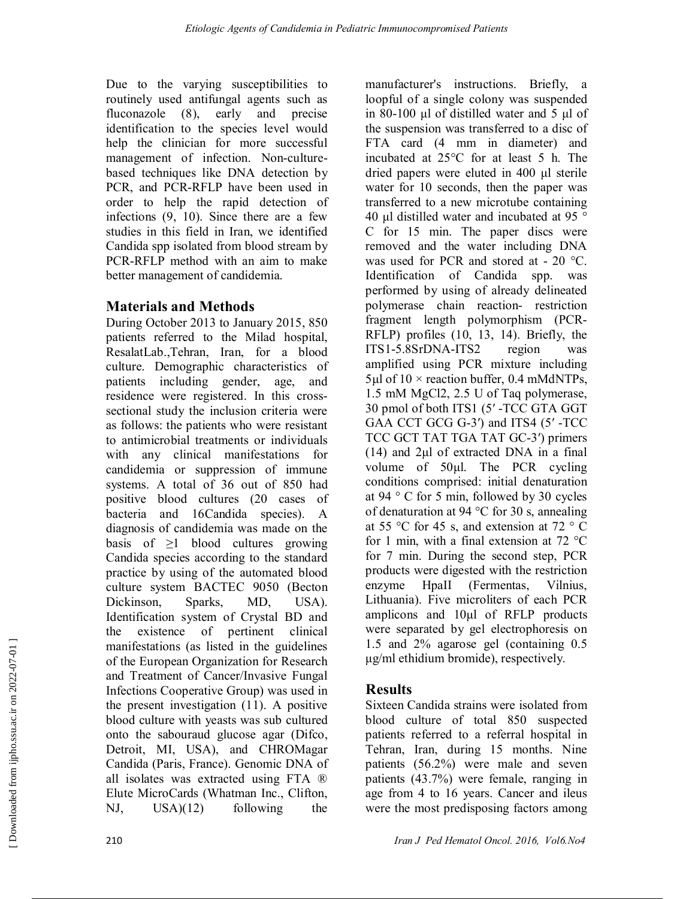Due to the varying susceptibilities to routinely used antifungal agents such as fluconazole (8), early and precise identification to the species level would help the clinician for more successful management of infection. Non-culture-based techniques like DNA detection by PCR, and PCR-RFLP have been used in order to help the rapid detection of infections (9, 10). Since there are a few studies in this field in Iran, we identified Candida spp isolated from blood stream by PCR-RFLP method with an aim to make better management of candidemia.

## Materials and Methods

During October 2013 to January 2015, 850 patients referred to the Milad hospital, ResalatLab.,Tehran, Iran, for a blood culture. Demographic characteristics of patients including gender, age, and residence were registered. In this cross-sectional study the inclusion criteria were as follows: the patients who were resistant to antimicrobial treatments or individuals with any clinical manifestations for candidemia or suppression of immune systems. A total of 36 out of 850 had positive blood cultures (20 cases of bacteria and 16Candida species). A diagnosis of candidemia was made on the basis of ≥1 blood cultures growing Candida species according to the standard practice by using of the automated blood culture system BACTEC 9050 (Becton Dickinson, Sparks, MD, USA). Identification system of Crystal BD and the existence of pertinent clinical manifestations (as listed in the guidelines of the European Organization for Research and Treatment of Cancer/Invasive Fungal Infections Cooperative Group) was used in the present investigation (11). A positive blood culture with yeasts was sub cultured onto the sabouraud glucose agar (Difco, Detroit, MI, USA), and CHROMagar Candida (Paris, France). Genomic DNA of all isolates was extracted using FTA ® Elute MicroCards (Whatman Inc., Clifton, NJ, USA)(12) following the manufacturer's instructions. Briefly, a loopful of a single colony was suspended in 80-100 µl of distilled water and 5 µl of the suspension was transferred to a disc of FTA card (4 mm in diameter) and incubated at 25°C for at least 5 h. The dried papers were eluted in 400 µl sterile water for 10 seconds, then the paper was transferred to a new microtube containing 40 µl distilled water and incubated at 95 ° C for 15 min. The paper discs were removed and the water including DNA was used for PCR and stored at - 20 °C. Identification of Candida spp. was performed by using of already delineated polymerase chain reaction- restriction fragment length polymorphism (PCR-RFLP) profiles (10, 13, 14). Briefly, the ITS1-5.8SrDNA-ITS2 region was amplified using PCR mixture including 5µl of 10 × reaction buffer, 0.4 mMdNTPs, 1.5 mM MgCl2, 2.5 U of Taq polymerase, 30 pmol of both ITS1 (5′ -TCC GTA GGT GAA CCT GCG G-3′) and ITS4 (5′ -TCC TCC GCT TAT TGA TAT GC-3′) primers (14) and 2µl of extracted DNA in a final volume of 50µl. The PCR cycling conditions comprised: initial denaturation at 94 ° C for 5 min, followed by 30 cycles of denaturation at 94 °C for 30 s, annealing at 55 °C for 45 s, and extension at 72 ° C for 1 min, with a final extension at 72 °C for 7 min. During the second step, PCR products were digested with the restriction enzyme HpaII (Fermentas, Vilnius, Lithuania). Five microliters of each PCR amplicons and 10µl of RFLP products were separated by gel electrophoresis on 1.5 and 2% agarose gel (containing 0.5 µg/ml ethidium bromide), respectively.

## Results

Sixteen Candida strains were isolated from blood culture of total 850 suspected patients referred to a referral hospital in Tehran, Iran, during 15 months. Nine patients (56.2%) were male and seven patients (43.7%) were female, ranging in age from 4 to 16 years. Cancer and ileus were the most predisposing factors among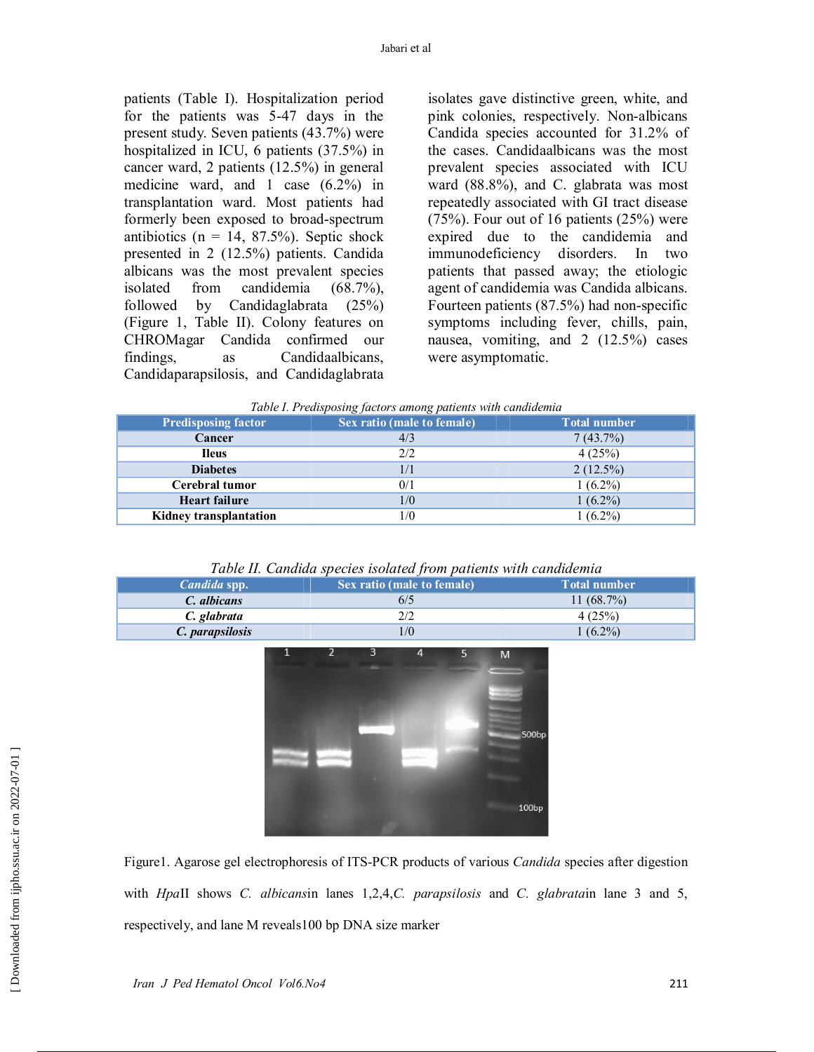patients (Table I). Hospitalization period for the patients was 5-47 days in the present study. Seven patients (43.7%) were hospitalized in ICU, 6 patients (37.5%) in cancer ward, 2 patients (12.5%) in general medicine ward, and 1 case (6.2%) in transplantation ward. Most patients had formerly been exposed to broad-spectrum antibiotics (n = 14, 87.5%). Septic shock presented in 2 (12.5%) patients. Candida albicans was the most prevalent species isolated from candidemia (68.7%), followed by Candidaglabrata (25%) (Figure 1, Table II). Colony features on CHROMagar Candida confirmed our findings, as Candidaalbicans, Candidaparapsilosis, and Candidaglabrata isolates gave distinctive green, white, and pink colonies, respectively. Non-albicans Candida species accounted for 31.2% of the cases. Candidaalbicans was the most prevalent species associated with ICU ward (88.8%), and C. glabrata was most repeatedly associated with GI tract disease (75%). Four out of 16 patients (25%) were expired due to the candidemia and immunodeficiency disorders. In two patients that passed away; the etiologic agent of candidemia was Candida albicans. Fourteen patients (87.5%) had non-specific symptoms including fever, chills, pain, nausea, vomiting, and 2 (12.5%) cases were asymptomatic.

*Table I. Predisposing factors among patients with candidemia*

| Predisposing factor | Sex ratio (male to female) | Total number |
|---|---|---|
| **Cancer** | 4/3 | 7 (43.7%) |
| **Ileus** | 2/2 | 4 (25%) |
| **Diabetes** | 1/1 | 2 (12.5%) |
| **Cerebral tumor** | 0/1 | 1 (6.2%) |
| **Heart failure** | 1/0 | 1 (6.2%) |
| **Kidney transplantation** | 1/0 | 1 (6.2%) |

*Table II. Candida species isolated from patients with candidemia*

| *Candida* spp. | Sex ratio (male to female) | Total number |
|---|---|---|
| ***C. albicans*** | 6/5 | 11 (68.7%) |
| ***C. glabrata*** | 2/2 | 4 (25%) |
| ***C. parapsilosis*** | 1/0 | 1 (6.2%) |

Figure1. Agarose gel electrophoresis of ITS-PCR products of various *Candida* species after digestion with *Hpa*II shows *C. albicans*in lanes 1,2,4,*C. parapsilosis* and *C. glabrata*in lane 3 and 5, respectively, and lane M reveals100 bp DNA size marker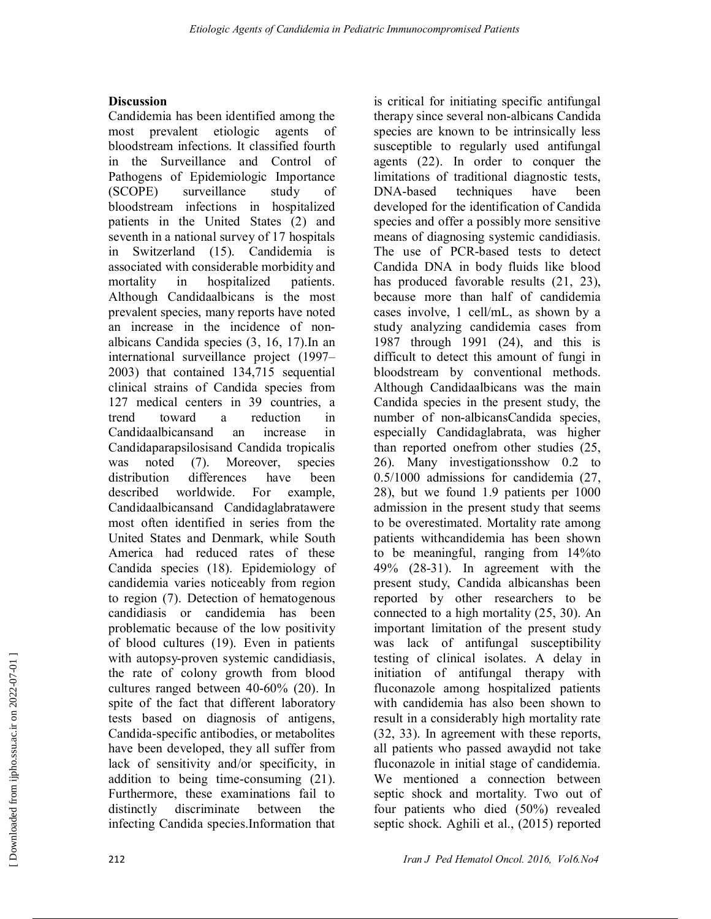## Discussion

Candidemia has been identified among the most prevalent etiologic agents of bloodstream infections. It classified fourth in the Surveillance and Control of Pathogens of Epidemiologic Importance (SCOPE) surveillance study of bloodstream infections in hospitalized patients in the United States (2) and seventh in a national survey of 17 hospitals in Switzerland (15). Candidemia is associated with considerable morbidity and mortality in hospitalized patients. Although Candidaalbicans is the most prevalent species, many reports have noted an increase in the incidence of non-albicans Candida species (3, 16, 17).In an international surveillance project (1997–2003) that contained 134,715 sequential clinical strains of Candida species from 127 medical centers in 39 countries, a trend toward a reduction in Candidaalbicansand an increase in Candidaparapsilosisand Candida tropicalis was noted (7). Moreover, species distribution differences have been described worldwide. For example, Candidaalbicansand Candidaglabratawere most often identified in series from the United States and Denmark, while South America had reduced rates of these Candida species (18). Epidemiology of candidemia varies noticeably from region to region (7). Detection of hematogenous candidiasis or candidemia has been problematic because of the low positivity of blood cultures (19). Even in patients with autopsy-proven systemic candidiasis, the rate of colony growth from blood cultures ranged between 40-60% (20). In spite of the fact that different laboratory tests based on diagnosis of antigens, Candida-specific antibodies, or metabolites have been developed, they all suffer from lack of sensitivity and/or specificity, in addition to being time-consuming (21). Furthermore, these examinations fail to distinctly discriminate between the infecting Candida species.Information that is critical for initiating specific antifungal therapy since several non-albicans Candida species are known to be intrinsically less susceptible to regularly used antifungal agents (22). In order to conquer the limitations of traditional diagnostic tests, DNA-based techniques have been developed for the identification of Candida species and offer a possibly more sensitive means of diagnosing systemic candidiasis. The use of PCR-based tests to detect Candida DNA in body fluids like blood has produced favorable results (21, 23), because more than half of candidemia cases involve, 1 cell/mL, as shown by a study analyzing candidemia cases from 1987 through 1991 (24), and this is difficult to detect this amount of fungi in bloodstream by conventional methods. Although Candidaalbicans was the main Candida species in the present study, the number of non-albicansCandida species, especially Candidaglabrata, was higher than reported onefrom other studies (25, 26). Many investigationsshow 0.2 to 0.5/1000 admissions for candidemia (27, 28), but we found 1.9 patients per 1000 admission in the present study that seems to be overestimated. Mortality rate among patients withcandidemia has been shown to be meaningful, ranging from 14%to 49% (28-31). In agreement with the present study, Candida albicanshas been reported by other researchers to be connected to a high mortality (25, 30). An important limitation of the present study was lack of antifungal susceptibility testing of clinical isolates. A delay in initiation of antifungal therapy with fluconazole among hospitalized patients with candidemia has also been shown to result in a considerably high mortality rate (32, 33). In agreement with these reports, all patients who passed awaydid not take fluconazole in initial stage of candidemia. We mentioned a connection between septic shock and mortality. Two out of four patients who died (50%) revealed septic shock. Aghili et al., (2015) reported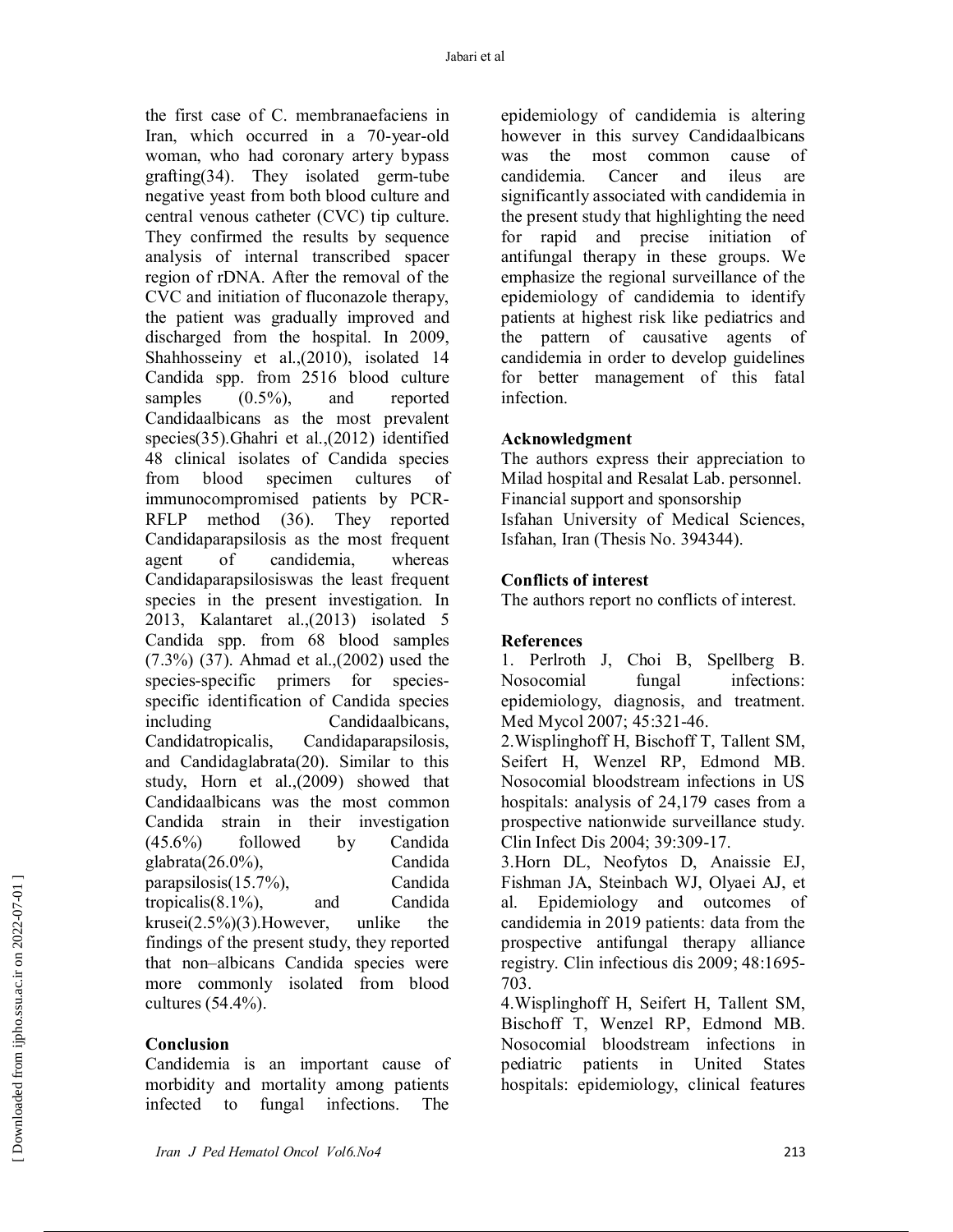the first case of C. membranaefaciens in Iran, which occurred in a 70-year-old woman, who had coronary artery bypass grafting(34). They isolated germ-tube negative yeast from both blood culture and central venous catheter (CVC) tip culture. They confirmed the results by sequence analysis of internal transcribed spacer region of rDNA. After the removal of the CVC and initiation of fluconazole therapy, the patient was gradually improved and discharged from the hospital. In 2009, Shahhosseiny et al.,(2010), isolated 14 Candida spp. from 2516 blood culture samples (0.5%), and reported Candidaalbicans as the most prevalent species(35).Ghahri et al.,(2012) identified 48 clinical isolates of Candida species from blood specimen cultures of immunocompromised patients by PCR-RFLP method (36). They reported Candidaparapsilosis as the most frequent agent of candidemia, whereas Candidaparapsilosiswas the least frequent species in the present investigation. In 2013, Kalantaret al.,(2013) isolated 5 Candida spp. from 68 blood samples (7.3%) (37). Ahmad et al.,(2002) used the species-specific primers for species-specific identification of Candida species including Candidaalbicans, Candidatropicalis, Candidaparapsilosis, and Candidaglabrata(20). Similar to this study, Horn et al.,(2009) showed that Candidaalbicans was the most common Candida strain in their investigation (45.6%) followed by Candida glabrata(26.0%), Candida parapsilosis(15.7%), Candida tropicalis(8.1%), and Candida krusei(2.5%)(3).However, unlike the findings of the present study, they reported that non–albicans Candida species were more commonly isolated from blood cultures (54.4%).

## Conclusion

Candidemia is an important cause of morbidity and mortality among patients infected to fungal infections. The epidemiology of candidemia is altering however in this survey Candidaalbicans was the most common cause of candidemia. Cancer and ileus are significantly associated with candidemia in the present study that highlighting the need for rapid and precise initiation of antifungal therapy in these groups. We emphasize the regional surveillance of the epidemiology of candidemia to identify patients at highest risk like pediatrics and the pattern of causative agents of candidemia in order to develop guidelines for better management of this fatal infection.

## Acknowledgment

The authors express their appreciation to Milad hospital and Resalat Lab. personnel.
Financial support and sponsorship
Isfahan University of Medical Sciences, Isfahan, Iran (Thesis No. 394344).

## Conflicts of interest

The authors report no conflicts of interest.

## References

1. Perlroth J, Choi B, Spellberg B. Nosocomial fungal infections: epidemiology, diagnosis, and treatment. Med Mycol 2007; 45:321-46.
2. Wisplinghoff H, Bischoff T, Tallent SM, Seifert H, Wenzel RP, Edmond MB. Nosocomial bloodstream infections in US hospitals: analysis of 24,179 cases from a prospective nationwide surveillance study. Clin Infect Dis 2004; 39:309-17.
3. Horn DL, Neofytos D, Anaissie EJ, Fishman JA, Steinbach WJ, Olyaei AJ, et al. Epidemiology and outcomes of candidemia in 2019 patients: data from the prospective antifungal therapy alliance registry. Clin infectious dis 2009; 48:1695-703.
4. Wisplinghoff H, Seifert H, Tallent SM, Bischoff T, Wenzel RP, Edmond MB. Nosocomial bloodstream infections in pediatric patients in United States hospitals: epidemiology, clinical features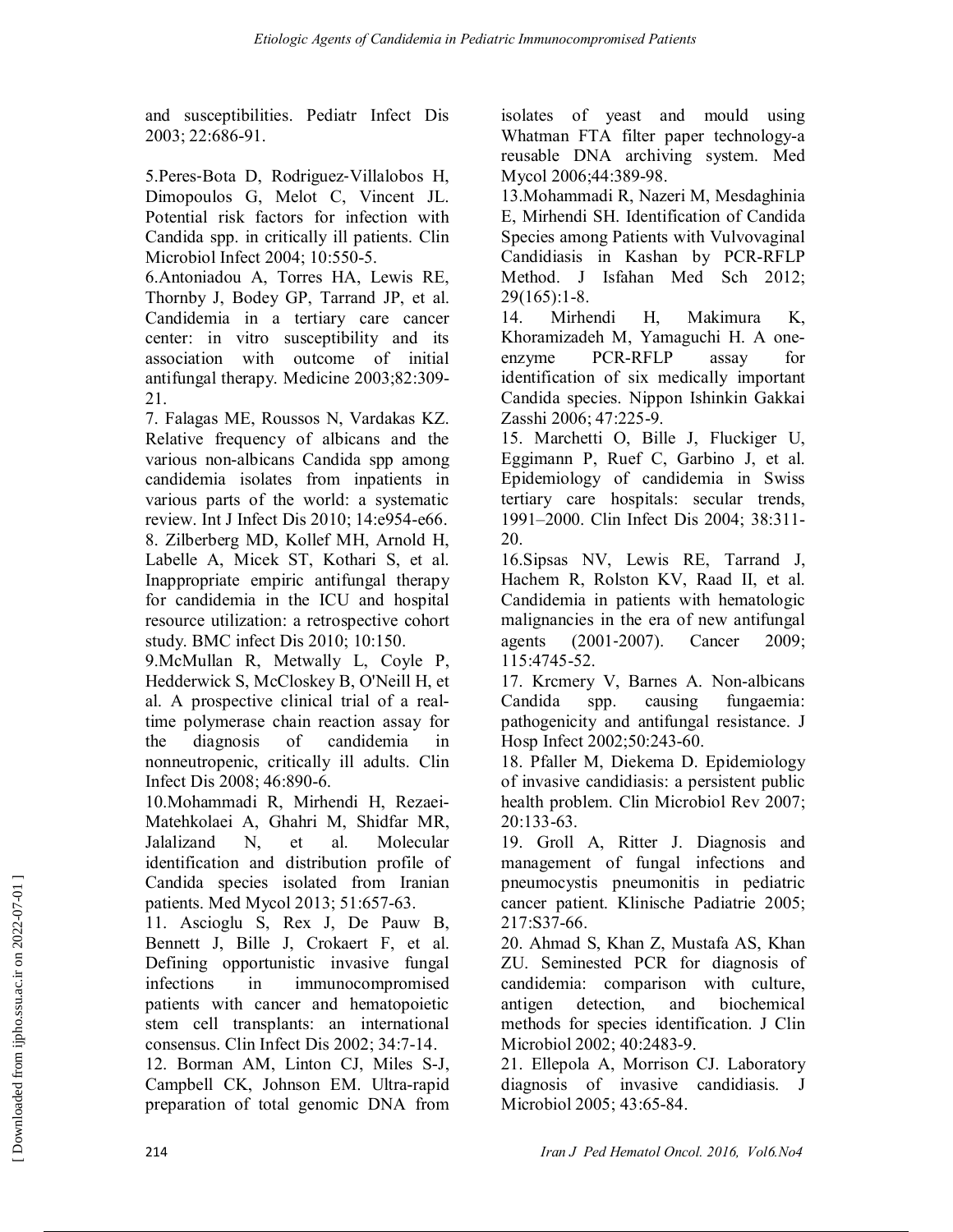and susceptibilities. Pediatr Infect Dis 2003; 22:686-91.

5.Peres-Bota D, Rodriguez-Villalobos H, Dimopoulos G, Melot C, Vincent JL. Potential risk factors for infection with Candida spp. in critically ill patients. Clin Microbiol Infect 2004; 10:550-5.

6.Antoniadou A, Torres HA, Lewis RE, Thornby J, Bodey GP, Tarrand JP, et al. Candidemia in a tertiary care cancer center: in vitro susceptibility and its association with outcome of initial antifungal therapy. Medicine 2003;82:309-21.

7. Falagas ME, Roussos N, Vardakas KZ. Relative frequency of albicans and the various non-albicans Candida spp among candidemia isolates from inpatients in various parts of the world: a systematic review. Int J Infect Dis 2010; 14:e954-e66.

8. Zilberberg MD, Kollef MH, Arnold H, Labelle A, Micek ST, Kothari S, et al. Inappropriate empiric antifungal therapy for candidemia in the ICU and hospital resource utilization: a retrospective cohort study. BMC infect Dis 2010; 10:150.

9.McMullan R, Metwally L, Coyle P, Hedderwick S, McCloskey B, O'Neill H, et al. A prospective clinical trial of a real-time polymerase chain reaction assay for the diagnosis of candidemia in nonneutropenic, critically ill adults. Clin Infect Dis 2008; 46:890-6.

10.Mohammadi R, Mirhendi H, Rezaei-Matehkolaei A, Ghahri M, Shidfar MR, Jalalizand N, et al. Molecular identification and distribution profile of Candida species isolated from Iranian patients. Med Mycol 2013; 51:657-63.

11. Ascioglu S, Rex J, De Pauw B, Bennett J, Bille J, Crokaert F, et al. Defining opportunistic invasive fungal infections in immunocompromised patients with cancer and hematopoietic stem cell transplants: an international consensus. Clin Infect Dis 2002; 34:7-14.

12. Borman AM, Linton CJ, Miles S-J, Campbell CK, Johnson EM. Ultra-rapid preparation of total genomic DNA from isolates of yeast and mould using Whatman FTA filter paper technology-a reusable DNA archiving system. Med Mycol 2006;44:389-98.

13.Mohammadi R, Nazeri M, Mesdaghinia E, Mirhendi SH. Identification of Candida Species among Patients with Vulvovaginal Candidiasis in Kashan by PCR-RFLP Method. J Isfahan Med Sch 2012; 29(165):1-8.

14. Mirhendi H, Makimura K, Khoramizadeh M, Yamaguchi H. A one-enzyme PCR-RFLP assay for identification of six medically important Candida species. Nippon Ishinkin Gakkai Zasshi 2006; 47:225-9.

15. Marchetti O, Bille J, Fluckiger U, Eggimann P, Ruef C, Garbino J, et al. Epidemiology of candidemia in Swiss tertiary care hospitals: secular trends, 1991–2000. Clin Infect Dis 2004; 38:311-20.

16.Sipsas NV, Lewis RE, Tarrand J, Hachem R, Rolston KV, Raad II, et al. Candidemia in patients with hematologic malignancies in the era of new antifungal agents (2001-2007). Cancer 2009; 115:4745-52.

17. Krcmery V, Barnes A. Non-albicans Candida spp. causing fungaemia: pathogenicity and antifungal resistance. J Hosp Infect 2002;50:243-60.

18. Pfaller M, Diekema D. Epidemiology of invasive candidiasis: a persistent public health problem. Clin Microbiol Rev 2007; 20:133-63.

19. Groll A, Ritter J. Diagnosis and management of fungal infections and pneumocystis pneumonitis in pediatric cancer patient. Klinische Padiatrie 2005; 217:S37-66.

20. Ahmad S, Khan Z, Mustafa AS, Khan ZU. Seminested PCR for diagnosis of candidemia: comparison with culture, antigen detection, and biochemical methods for species identification. J Clin Microbiol 2002; 40:2483-9.

21. Ellepola A, Morrison CJ. Laboratory diagnosis of invasive candidiasis. J Microbiol 2005; 43:65-84.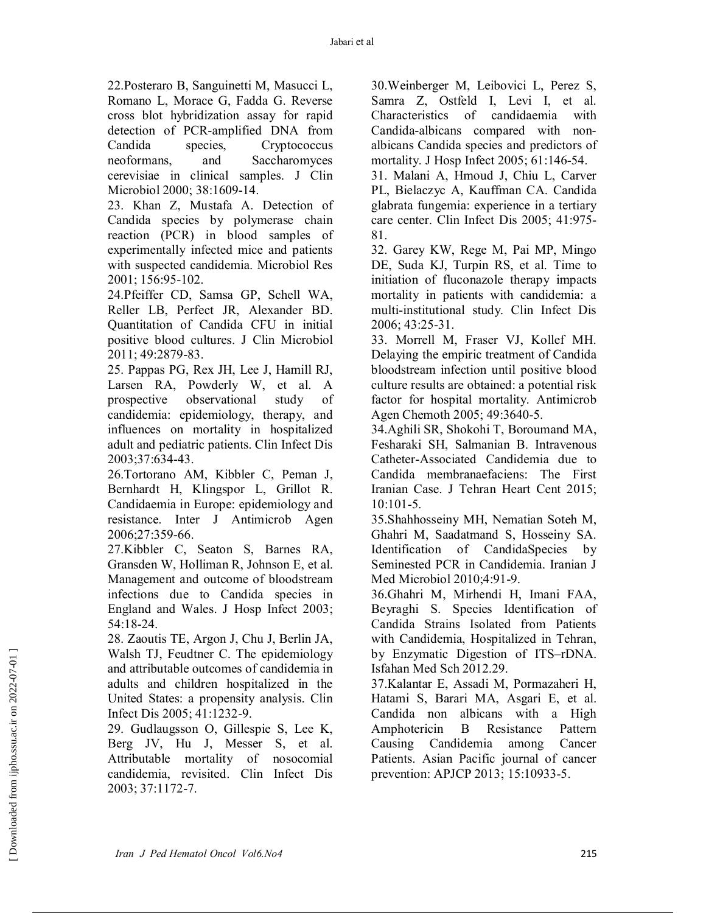22.Posteraro B, Sanguinetti M, Masucci L, Romano L, Morace G, Fadda G. Reverse cross blot hybridization assay for rapid detection of PCR-amplified DNA from Candida species, Cryptococcus neoformans, and Saccharomyces cerevisiae in clinical samples. J Clin Microbiol 2000; 38:1609-14.

23. Khan Z, Mustafa A. Detection of Candida species by polymerase chain reaction (PCR) in blood samples of experimentally infected mice and patients with suspected candidemia. Microbiol Res 2001; 156:95-102.

24.Pfeiffer CD, Samsa GP, Schell WA, Reller LB, Perfect JR, Alexander BD. Quantitation of Candida CFU in initial positive blood cultures. J Clin Microbiol 2011; 49:2879-83.

25. Pappas PG, Rex JH, Lee J, Hamill RJ, Larsen RA, Powderly W, et al. A prospective observational study of candidemia: epidemiology, therapy, and influences on mortality in hospitalized adult and pediatric patients. Clin Infect Dis 2003;37:634-43.

26.Tortorano AM, Kibbler C, Peman J, Bernhardt H, Klingspor L, Grillot R. Candidaemia in Europe: epidemiology and resistance. Inter J Antimicrob Agen 2006;27:359-66.

27.Kibbler C, Seaton S, Barnes RA, Gransden W, Holliman R, Johnson E, et al. Management and outcome of bloodstream infections due to Candida species in England and Wales. J Hosp Infect 2003; 54:18-24.

28. Zaoutis TE, Argon J, Chu J, Berlin JA, Walsh TJ, Feudtner C. The epidemiology and attributable outcomes of candidemia in adults and children hospitalized in the United States: a propensity analysis. Clin Infect Dis 2005; 41:1232-9.

29. Gudlaugsson O, Gillespie S, Lee K, Berg JV, Hu J, Messer S, et al. Attributable mortality of nosocomial candidemia, revisited. Clin Infect Dis 2003; 37:1172-7.

30.Weinberger M, Leibovici L, Perez S, Samra Z, Ostfeld I, Levi I, et al. Characteristics of candidaemia with Candida-albicans compared with non-albicans Candida species and predictors of mortality. J Hosp Infect 2005; 61:146-54.

31. Malani A, Hmoud J, Chiu L, Carver PL, Bielaczyc A, Kauffman CA. Candida glabrata fungemia: experience in a tertiary care center. Clin Infect Dis 2005; 41:975-81.

32. Garey KW, Rege M, Pai MP, Mingo DE, Suda KJ, Turpin RS, et al. Time to initiation of fluconazole therapy impacts mortality in patients with candidemia: a multi-institutional study. Clin Infect Dis 2006; 43:25-31.

33. Morrell M, Fraser VJ, Kollef MH. Delaying the empiric treatment of Candida bloodstream infection until positive blood culture results are obtained: a potential risk factor for hospital mortality. Antimicrob Agen Chemoth 2005; 49:3640-5.

34.Aghili SR, Shokohi T, Boroumand MA, Fesharaki SH, Salmanian B. Intravenous Catheter-Associated Candidemia due to Candida membranaefaciens: The First Iranian Case. J Tehran Heart Cent 2015; 10:101-5.

35.Shahhosseiny MH, Nematian Soteh M, Ghahri M, Saadatmand S, Hosseiny SA. Identification of CandidaSpecies by Seminested PCR in Candidemia. Iranian J Med Microbiol 2010;4:91-9.

36.Ghahri M, Mirhendi H, Imani FAA, Beyraghi S. Species Identification of Candida Strains Isolated from Patients with Candidemia, Hospitalized in Tehran, by Enzymatic Digestion of ITS–rDNA. Isfahan Med Sch 2012.29.

37.Kalantar E, Assadi M, Pormazaheri H, Hatami S, Barari MA, Asgari E, et al. Candida non albicans with a High Amphotericin B Resistance Pattern Causing Candidemia among Cancer Patients. Asian Pacific journal of cancer prevention: APJCP 2013; 15:10933-5.